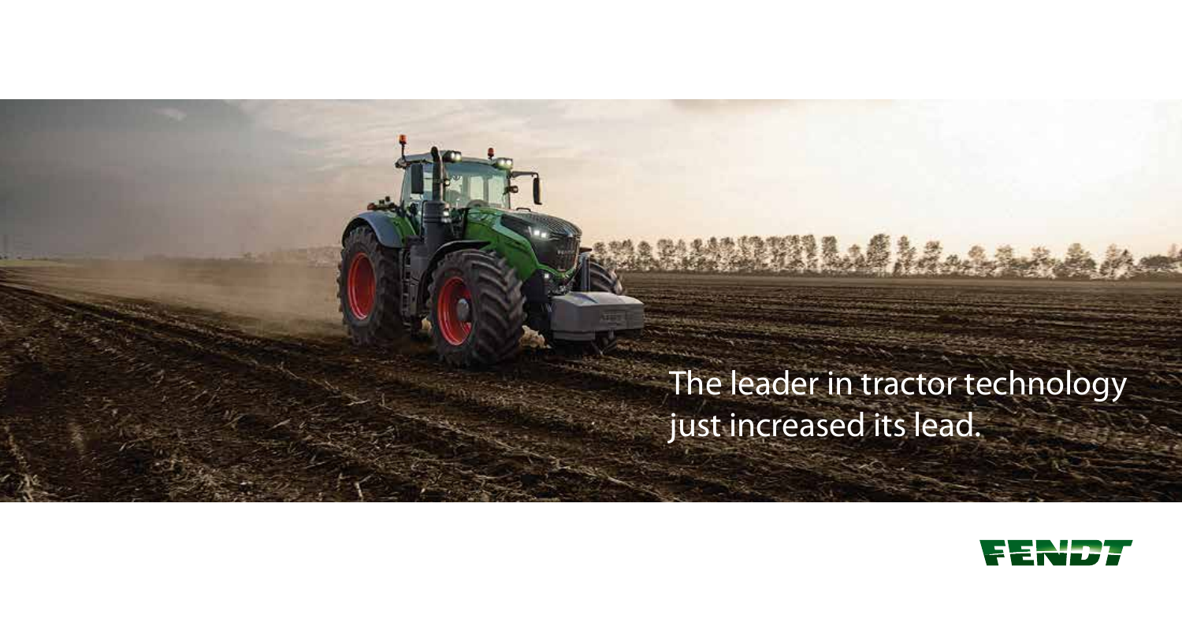The leader in tractor technology just increased its lead.

FENDT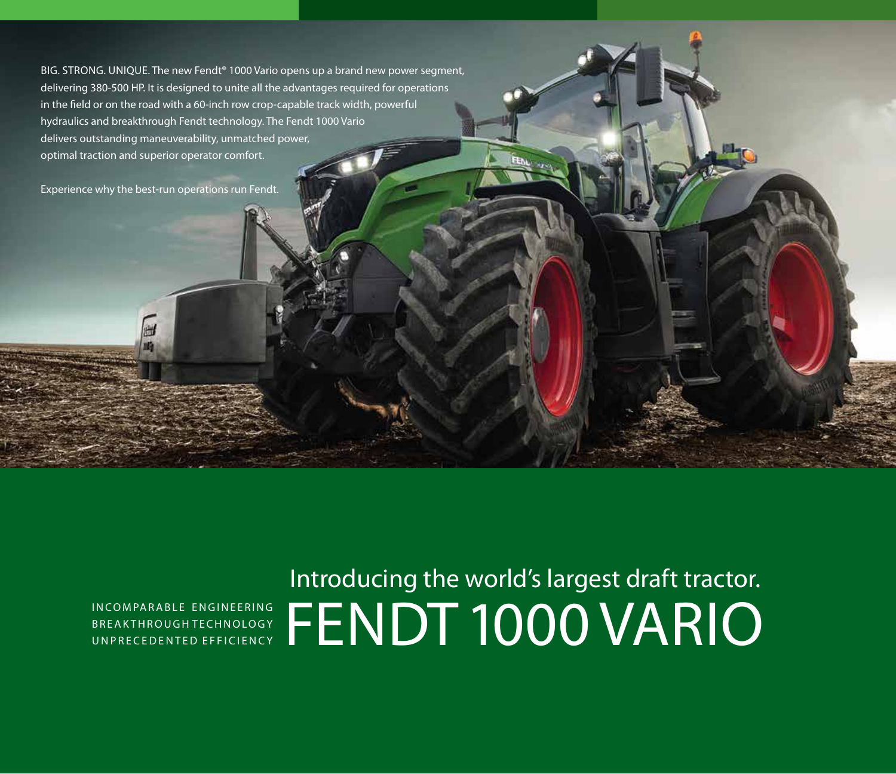BIG. STRONG. UNIQUE. The new Fendt® 1000 Vario opens up a brand new power segment, delivering 380-500 HP. It is designed to unite all the advantages required for operations in the field or on the road with a 60-inch row crop-capable track width, powerful hydraulics and breakthrough Fendt technology. The Fendt 1000 Vario delivers outstanding maneuverability, unmatched power, optimal traction and superior operator comfort.

Experience why the best-run operations run Fendt.

## Introducing the world's largest draft tractor.

# FENDT 1000 VARIO

INCOMPARABLE ENGINEERING
BREAKTHROUGH TECHNOLOGY
UNPRECEDENTED EFFICIENCY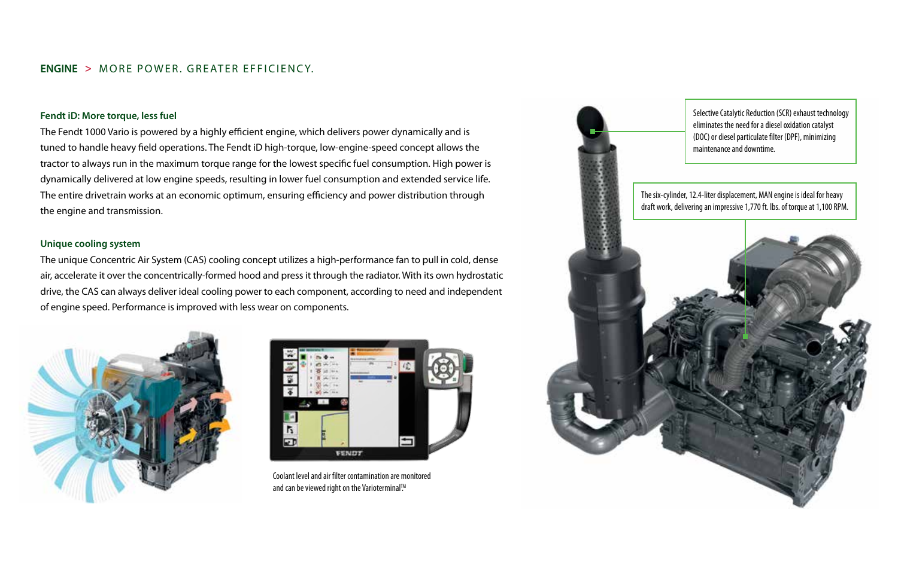## ENGINE > MORE POWER. GREATER EFFICIENCY.

### Fendt iD: More torque, less fuel

The Fendt 1000 Vario is powered by a highly efficient engine, which delivers power dynamically and is tuned to handle heavy field operations. The Fendt iD high-torque, low-engine-speed concept allows the tractor to always run in the maximum torque range for the lowest specific fuel consumption. High power is dynamically delivered at low engine speeds, resulting in lower fuel consumption and extended service life. The entire drivetrain works at an economic optimum, ensuring efficiency and power distribution through the engine and transmission.

### Unique cooling system

The unique Concentric Air System (CAS) cooling concept utilizes a high-performance fan to pull in cold, dense air, accelerate it over the concentrically-formed hood and press it through the radiator. With its own hydrostatic drive, the CAS can always deliver ideal cooling power to each component, according to need and independent of engine speed. Performance is improved with less wear on components.

Coolant level and air filter contamination are monitored and can be viewed right on the Varioterminal™

Selective Catalytic Reduction (SCR) exhaust technology eliminates the need for a diesel oxidation catalyst (DOC) or diesel particulate filter (DPF), minimizing maintenance and downtime.

The six-cylinder, 12.4-liter displacement, MAN engine is ideal for heavy draft work, delivering an impressive 1,770 ft. lbs. of torque at 1,100 RPM.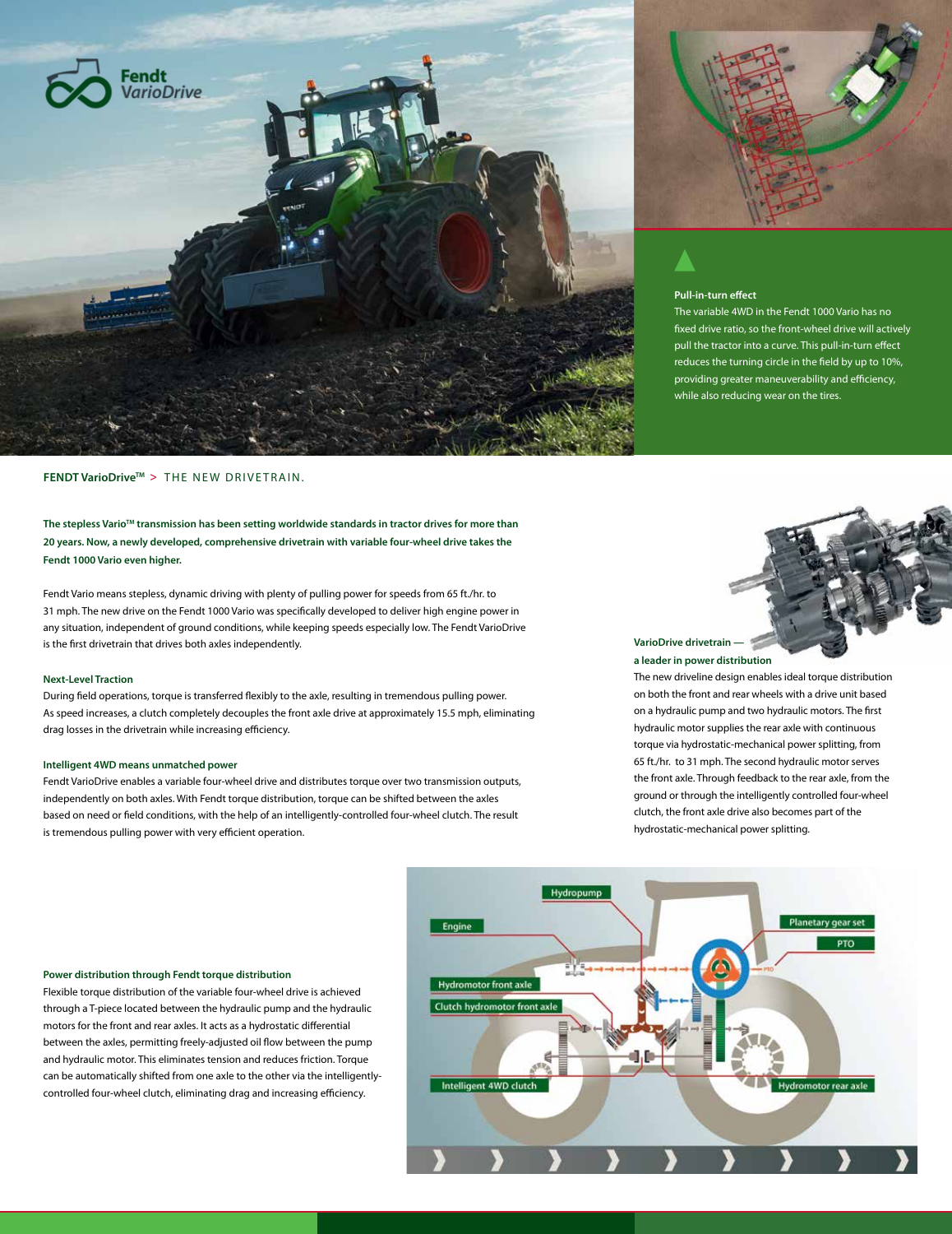## Pull-in-turn effect

The variable 4WD in the Fendt 1000 Vario has no fixed drive ratio, so the front-wheel drive will actively pull the tractor into a curve. This pull-in-turn effect reduces the turning circle in the field by up to 10%, providing greater maneuverability and efficiency, while also reducing wear on the tires.

**FENDT VarioDrive™** > THE NEW DRIVETRAIN.

**The stepless Vario™ transmission has been setting worldwide standards in tractor drives for more than 20 years. Now, a newly developed, comprehensive drivetrain with variable four-wheel drive takes the Fendt 1000 Vario even higher.**

Fendt Vario means stepless, dynamic driving with plenty of pulling power for speeds from 65 ft./hr. to 31 mph. The new drive on the Fendt 1000 Vario was specifically developed to deliver high engine power in any situation, independent of ground conditions, while keeping speeds especially low. The Fendt VarioDrive is the first drivetrain that drives both axles independently.

### Next-Level Traction

During field operations, torque is transferred flexibly to the axle, resulting in tremendous pulling power. As speed increases, a clutch completely decouples the front axle drive at approximately 15.5 mph, eliminating drag losses in the drivetrain while increasing efficiency.

### Intelligent 4WD means unmatched power

Fendt VarioDrive enables a variable four-wheel drive and distributes torque over two transmission outputs, independently on both axles. With Fendt torque distribution, torque can be shifted between the axles based on need or field conditions, with the help of an intelligently-controlled four-wheel clutch. The result is tremendous pulling power with very efficient operation.

### VarioDrive drivetrain — a leader in power distribution

The new driveline design enables ideal torque distribution on both the front and rear wheels with a drive unit based on a hydraulic pump and two hydraulic motors. The first hydraulic motor supplies the rear axle with continuous torque via hydrostatic-mechanical power splitting, from 65 ft./hr. to 31 mph. The second hydraulic motor serves the front axle. Through feedback to the rear axle, from the ground or through the intelligently controlled four-wheel clutch, the front axle drive also becomes part of the hydrostatic-mechanical power splitting.

### Power distribution through Fendt torque distribution

Flexible torque distribution of the variable four-wheel drive is achieved through a T-piece located between the hydraulic pump and the hydraulic motors for the front and rear axles. It acts as a hydrostatic differential between the axles, permitting freely-adjusted oil flow between the pump and hydraulic motor. This eliminates tension and reduces friction. Torque can be automatically shifted from one axle to the other via the intelligently-controlled four-wheel clutch, eliminating drag and increasing efficiency.

Hydropump
Engine
Planetary gear set
PTO
Hydromotor front axle
Clutch hydromotor front axle
Intelligent 4WD clutch
Hydromotor rear axle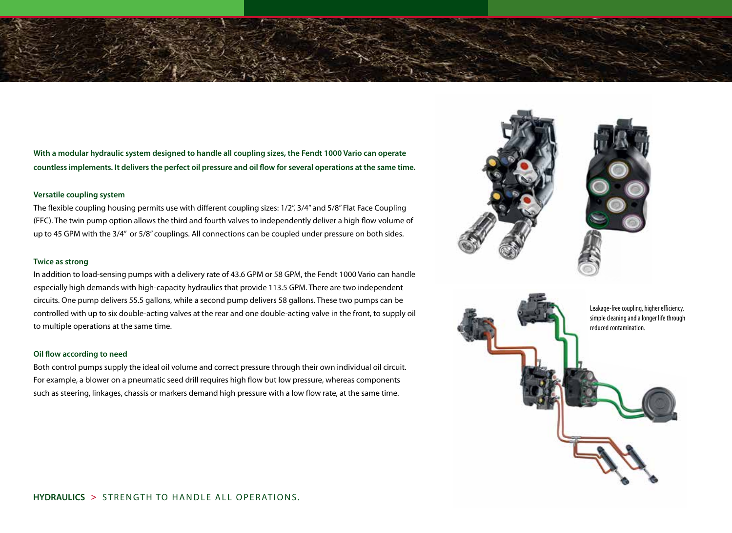**With a modular hydraulic system designed to handle all coupling sizes, the Fendt 1000 Vario can operate countless implements. It delivers the perfect oil pressure and oil flow for several operations at the same time.**

### Versatile coupling system

The flexible coupling housing permits use with different coupling sizes: 1/2", 3/4" and 5/8" Flat Face Coupling (FFC). The twin pump option allows the third and fourth valves to independently deliver a high flow volume of up to 45 GPM with the 3/4" or 5/8" couplings. All connections can be coupled under pressure on both sides.

### Twice as strong

In addition to load-sensing pumps with a delivery rate of 43.6 GPM or 58 GPM, the Fendt 1000 Vario can handle especially high demands with high-capacity hydraulics that provide 113.5 GPM. There are two independent circuits. One pump delivers 55.5 gallons, while a second pump delivers 58 gallons. These two pumps can be controlled with up to six double-acting valves at the rear and one double-acting valve in the front, to supply oil to multiple operations at the same time.

### Oil flow according to need

Both control pumps supply the ideal oil volume and correct pressure through their own individual oil circuit. For example, a blower on a pneumatic seed drill requires high flow but low pressure, whereas components such as steering, linkages, chassis or markers demand high pressure with a low flow rate, at the same time.

Leakage-free coupling, higher efficiency, simple cleaning and a longer life through reduced contamination.

**HYDRAULICS** > STRENGTH TO HANDLE ALL OPERATIONS.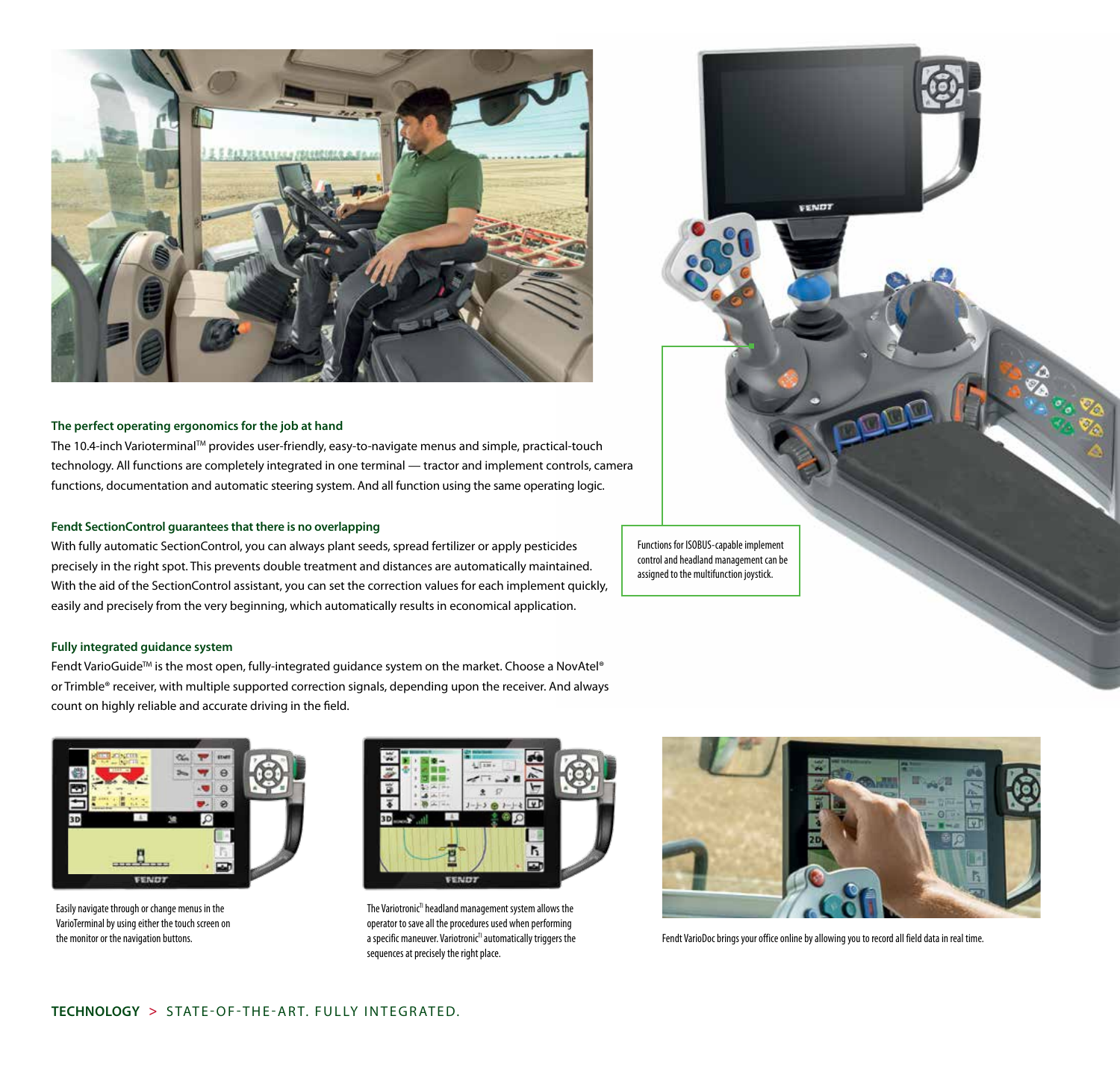### The perfect operating ergonomics for the job at hand

The 10.4-inch Varioterminal™ provides user-friendly, easy-to-navigate menus and simple, practical-touch technology. All functions are completely integrated in one terminal — tractor and implement controls, camera functions, documentation and automatic steering system. And all function using the same operating logic.

### Fendt SectionControl guarantees that there is no overlapping

With fully automatic SectionControl, you can always plant seeds, spread fertilizer or apply pesticides precisely in the right spot. This prevents double treatment and distances are automatically maintained. With the aid of the SectionControl assistant, you can set the correction values for each implement quickly, easily and precisely from the very beginning, which automatically results in economical application.

### Fully integrated guidance system

Fendt VarioGuide™ is the most open, fully-integrated guidance system on the market. Choose a NovAtel® or Trimble® receiver, with multiple supported correction signals, depending upon the receiver. And always count on highly reliable and accurate driving in the field.

Functions for ISOBUS-capable implement control and headland management can be assigned to the multifunction joystick.

Easily navigate through or change menus in the VarioTerminal by using either the touch screen on the monitor or the navigation buttons.

The Variotronic™ headland management system allows the operator to save all the procedures used when performing a specific maneuver. Variotronic™ automatically triggers the sequences at precisely the right place.

Fendt VarioDoc brings your office online by allowing you to record all field data in real time.

**TECHNOLOGY** > STATE-OF-THE-ART. FULLY INTEGRATED.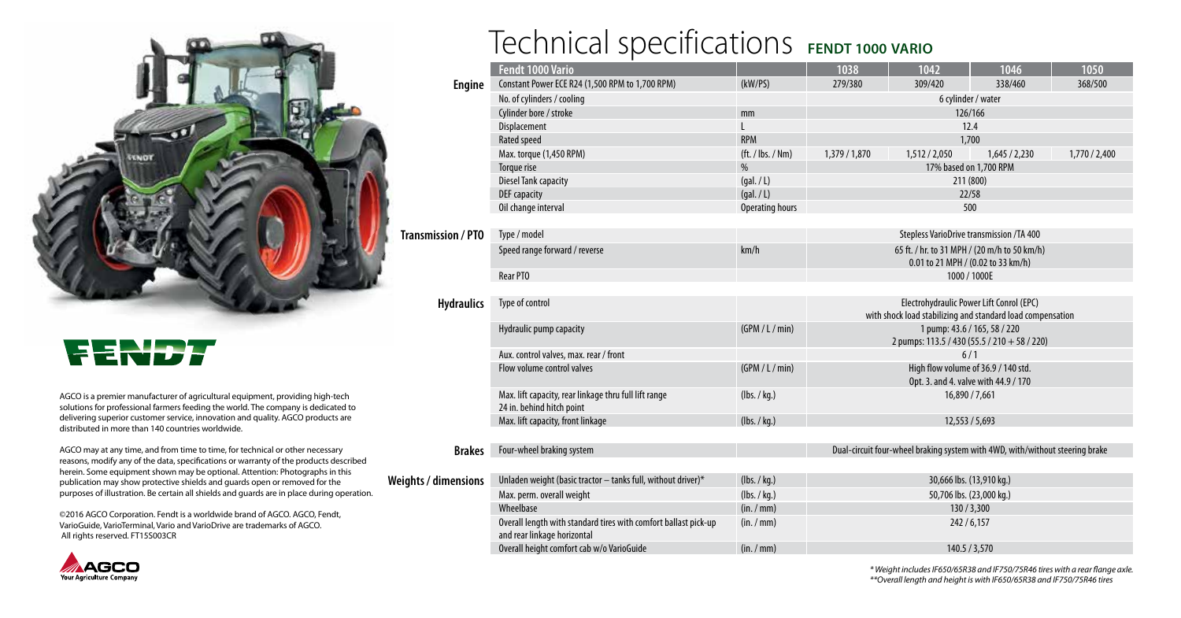# Technical specifications FENDT 1000 VARIO

| | Fendt 1000 Vario | | 1038 | 1042 | 1046 | 1050 |
|---|---|---|---|---|---|---|
| **Engine** | Constant Power ECE R24 (1,500 RPM to 1,700 RPM) | (kW/PS) | 279/380 | 309/420 | 338/460 | 368/500 |
| | No. of cylinders / cooling | | 6 cylinder / water | | | |
| | Cylinder bore / stroke | mm | 126/166 | | | |
| | Displacement | L | 12.4 | | | |
| | Rated speed | RPM | 1,700 | | | |
| | Max. torque (1,450 RPM) | (ft. / lbs. / Nm) | 1,379 / 1,870 | 1,512 / 2,050 | 1,645 / 2,230 | 1,770 / 2,400 |
| | Torque rise | % | 17% based on 1,700 RPM | | | |
| | Diesel Tank capacity | (gal. / L) | 211 (800) | | | |
| | DEF capacity | (gal. / L) | 22/58 | | | |
| | Oil change interval | Operating hours | 500 | | | |
| **Transmission / PTO** | Type / model | | Stepless VarioDrive transmission /TA 400 | | | |
| | Speed range forward / reverse | km/h | 65 ft. / hr. to 31 MPH / (20 m/h to 50 km/h) 0.01 to 21 MPH / (0.02 to 33 km/h) | | | |
| | Rear PTO | | 1000 / 1000E | | | |
| **Hydraulics** | Type of control | | Electrohydraulic Power Lift Conrol (EPC) with shock load stabilizing and standard load compensation | | | |
| | Hydraulic pump capacity | (GPM / L / min) | 1 pump: 43.6 / 165, 58 / 220 2 pumps: 113.5 / 430 (55.5 / 210 + 58 / 220) | | | |
| | Aux. control valves, max. rear / front | | 6 / 1 | | | |
| | Flow volume control valves | (GPM / L / min) | High flow volume of 36.9 / 140 std. Opt. 3. and 4. valve with 44.9 / 170 | | | |
| | Max. lift capacity, rear linkage thru full lift range 24 in. behind hitch point | (lbs. / kg.) | 16,890 / 7,661 | | | |
| | Max. lift capacity, front linkage | (lbs. / kg.) | 12,553 / 5,693 | | | |
| **Brakes** | Four-wheel braking system | | Dual-circuit four-wheel braking system with 4WD, with/without steering brake | | | |
| **Weights / dimensions** | Unladen weight (basic tractor – tanks full, without driver)* | (lbs. / kg.) | 30,666 lbs. (13,910 kg.) | | | |
| | Max. perm. overall weight | (lbs. / kg.) | 50,706 lbs. (23,000 kg.) | | | |
| | Wheelbase | (in. / mm) | 130 / 3,300 | | | |
| | Overall length with standard tires with comfort ballast pick-up and rear linkage horizontal | (in. / mm) | 242 / 6,157 | | | |
| | Overall height comfort cab w/o VarioGuide | (in. / mm) | 140.5 / 3,570 | | | |

*\* Weight includes IF650/65R38 and IF750/75R46 tires with a rear flange axle.*
*\*\*Overall length and height is with IF650/65R38 and IF750/75R46 tires*

FENDT

AGCO is a premier manufacturer of agricultural equipment, providing high-tech solutions for professional farmers feeding the world. The company is dedicated to delivering superior customer service, innovation and quality. AGCO products are distributed in more than 140 countries worldwide.

AGCO may at any time, and from time to time, for technical or other necessary reasons, modify any of the data, specifications or warranty of the products described herein. Some equipment shown may be optional. Attention: Photographs in this publication may show protective shields and guards open or removed for the purposes of illustration. Be certain all shields and guards are in place during operation.

©2016 AGCO Corporation. Fendt is a worldwide brand of AGCO. AGCO, Fendt, VarioGuide, VarioTerminal, Vario and VarioDrive are trademarks of AGCO. All rights reserved. FT15S003CR

AGCO Your Agriculture Company